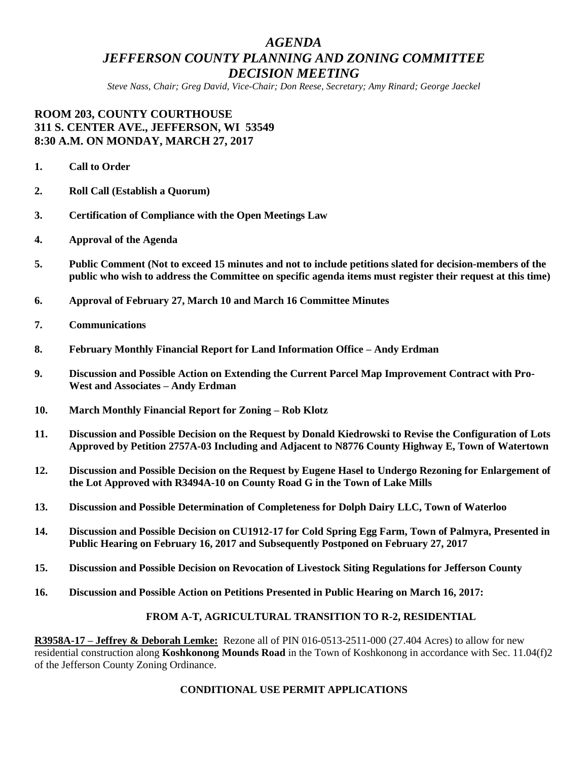# *AGENDA*
# *JEFFERSON COUNTY PLANNING AND ZONING COMMITTEE*
# *DECISION MEETING*

*Steve Nass, Chair; Greg David, Vice-Chair; Don Reese, Secretary; Amy Rinard; George Jaeckel*

**ROOM 203, COUNTY COURTHOUSE**
**311 S. CENTER AVE., JEFFERSON, WI 53549**
**8:30 A.M. ON MONDAY, MARCH 27, 2017**

1. **Call to Order**

2. **Roll Call (Establish a Quorum)**

3. **Certification of Compliance with the Open Meetings Law**

4. **Approval of the Agenda**

5. **Public Comment (Not to exceed 15 minutes and not to include petitions slated for decision-members of the public who wish to address the Committee on specific agenda items must register their request at this time)**

6. **Approval of February 27, March 10 and March 16 Committee Minutes**

7. **Communications**

8. **February Monthly Financial Report for Land Information Office – Andy Erdman**

9. **Discussion and Possible Action on Extending the Current Parcel Map Improvement Contract with Pro-West and Associates – Andy Erdman**

10. **March Monthly Financial Report for Zoning – Rob Klotz**

11. **Discussion and Possible Decision on the Request by Donald Kiedrowski to Revise the Configuration of Lots Approved by Petition 2757A-03 Including and Adjacent to N8776 County Highway E, Town of Watertown**

12. **Discussion and Possible Decision on the Request by Eugene Hasel to Undergo Rezoning for Enlargement of the Lot Approved with R3494A-10 on County Road G in the Town of Lake Mills**

13. **Discussion and Possible Determination of Completeness for Dolph Dairy LLC, Town of Waterloo**

14. **Discussion and Possible Decision on CU1912-17 for Cold Spring Egg Farm, Town of Palmyra, Presented in Public Hearing on February 16, 2017 and Subsequently Postponed on February 27, 2017**

15. **Discussion and Possible Decision on Revocation of Livestock Siting Regulations for Jefferson County**

16. **Discussion and Possible Action on Petitions Presented in Public Hearing on March 16, 2017:**

### FROM A-T, AGRICULTURAL TRANSITION TO R-2, RESIDENTIAL

**R3958A-17 – Jeffrey & Deborah Lemke:** Rezone all of PIN 016-0513-2511-000 (27.404 Acres) to allow for new residential construction along **Koshkonong Mounds Road** in the Town of Koshkonong in accordance with Sec. 11.04(f)2 of the Jefferson County Zoning Ordinance.

### CONDITIONAL USE PERMIT APPLICATIONS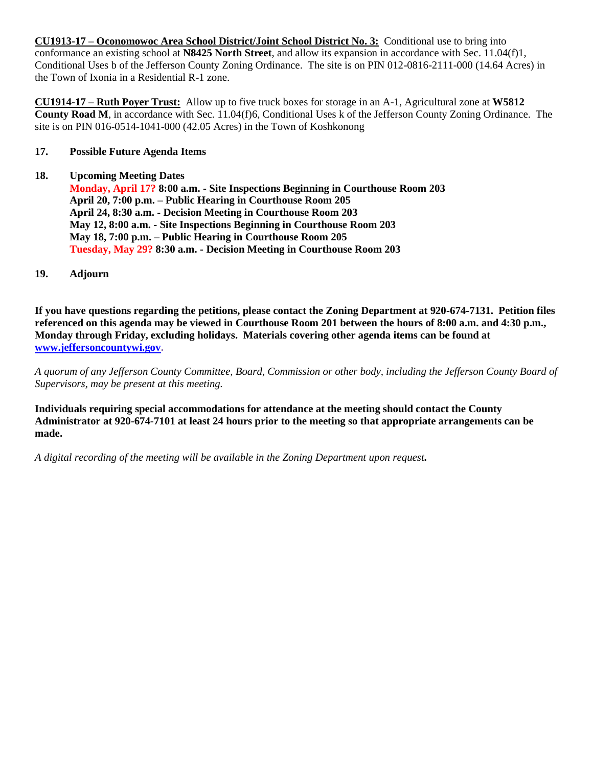**CU1913-17 – Oconomowoc Area School District/Joint School District No. 3:** Conditional use to bring into conformance an existing school at **N8425 North Street**, and allow its expansion in accordance with Sec. 11.04(f)1, Conditional Uses b of the Jefferson County Zoning Ordinance. The site is on PIN 012-0816-2111-000 (14.64 Acres) in the Town of Ixonia in a Residential R-1 zone.

**CU1914-17 – Ruth Poyer Trust:** Allow up to five truck boxes for storage in an A-1, Agricultural zone at **W5812 County Road M**, in accordance with Sec. 11.04(f)6, Conditional Uses k of the Jefferson County Zoning Ordinance. The site is on PIN 016-0514-1041-000 (42.05 Acres) in the Town of Koshkonong

**17. Possible Future Agenda Items**

**18. Upcoming Meeting Dates**

**Monday, April 17? 8:00 a.m. - Site Inspections Beginning in Courthouse Room 203**
**April 20, 7:00 p.m. – Public Hearing in Courthouse Room 205**
**April 24, 8:30 a.m. - Decision Meeting in Courthouse Room 203**
**May 12, 8:00 a.m. - Site Inspections Beginning in Courthouse Room 203**
**May 18, 7:00 p.m. – Public Hearing in Courthouse Room 205**
**Tuesday, May 29? 8:30 a.m. - Decision Meeting in Courthouse Room 203**

**19. Adjourn**

**If you have questions regarding the petitions, please contact the Zoning Department at 920-674-7131. Petition files referenced on this agenda may be viewed in Courthouse Room 201 between the hours of 8:00 a.m. and 4:30 p.m., Monday through Friday, excluding holidays. Materials covering other agenda items can be found at [www.jeffersoncountywi.gov](http://www.jeffersoncountywi.gov).**

*A quorum of any Jefferson County Committee, Board, Commission or other body, including the Jefferson County Board of Supervisors, may be present at this meeting.*

**Individuals requiring special accommodations for attendance at the meeting should contact the County Administrator at 920-674-7101 at least 24 hours prior to the meeting so that appropriate arrangements can be made.**

*A digital recording of the meeting will be available in the Zoning Department upon request.*